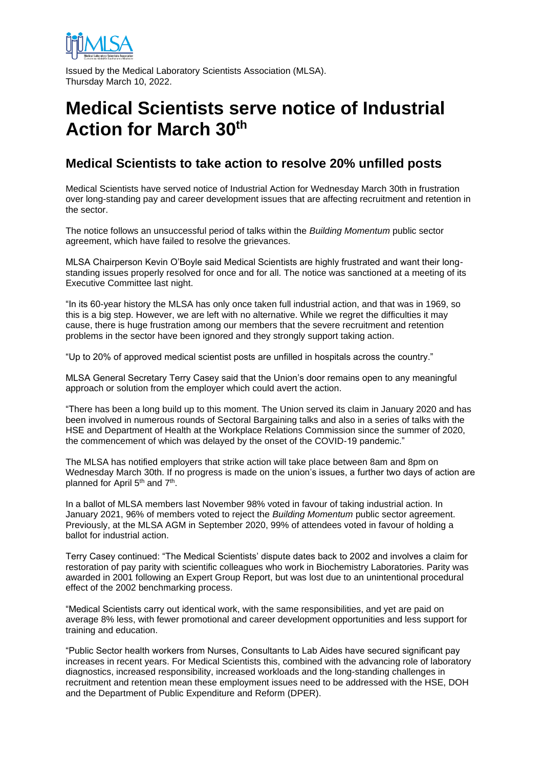Issued by the Medical Laboratory Scientists Association (MLSA).
Thursday March 10, 2022.

# Medical Scientists serve notice of Industrial Action for March 30th

## Medical Scientists to take action to resolve 20% unfilled posts

Medical Scientists have served notice of Industrial Action for Wednesday March 30th in frustration over long-standing pay and career development issues that are affecting recruitment and retention in the sector.

The notice follows an unsuccessful period of talks within the *Building Momentum* public sector agreement, which have failed to resolve the grievances.

MLSA Chairperson Kevin O'Boyle said Medical Scientists are highly frustrated and want their long-standing issues properly resolved for once and for all. The notice was sanctioned at a meeting of its Executive Committee last night.

"In its 60-year history the MLSA has only once taken full industrial action, and that was in 1969, so this is a big step. However, we are left with no alternative. While we regret the difficulties it may cause, there is huge frustration among our members that the severe recruitment and retention problems in the sector have been ignored and they strongly support taking action.

"Up to 20% of approved medical scientist posts are unfilled in hospitals across the country."

MLSA General Secretary Terry Casey said that the Union's door remains open to any meaningful approach or solution from the employer which could avert the action.

"There has been a long build up to this moment. The Union served its claim in January 2020 and has been involved in numerous rounds of Sectoral Bargaining talks and also in a series of talks with the HSE and Department of Health at the Workplace Relations Commission since the summer of 2020, the commencement of which was delayed by the onset of the COVID-19 pandemic."

The MLSA has notified employers that strike action will take place between 8am and 8pm on Wednesday March 30th. If no progress is made on the union's issues, a further two days of action are planned for April 5th and 7th.

In a ballot of MLSA members last November 98% voted in favour of taking industrial action. In January 2021, 96% of members voted to reject the *Building Momentum* public sector agreement. Previously, at the MLSA AGM in September 2020, 99% of attendees voted in favour of holding a ballot for industrial action.

Terry Casey continued: "The Medical Scientists' dispute dates back to 2002 and involves a claim for restoration of pay parity with scientific colleagues who work in Biochemistry Laboratories. Parity was awarded in 2001 following an Expert Group Report, but was lost due to an unintentional procedural effect of the 2002 benchmarking process.

"Medical Scientists carry out identical work, with the same responsibilities, and yet are paid on average 8% less, with fewer promotional and career development opportunities and less support for training and education.

"Public Sector health workers from Nurses, Consultants to Lab Aides have secured significant pay increases in recent years. For Medical Scientists this, combined with the advancing role of laboratory diagnostics, increased responsibility, increased workloads and the long-standing challenges in recruitment and retention mean these employment issues need to be addressed with the HSE, DOH and the Department of Public Expenditure and Reform (DPER).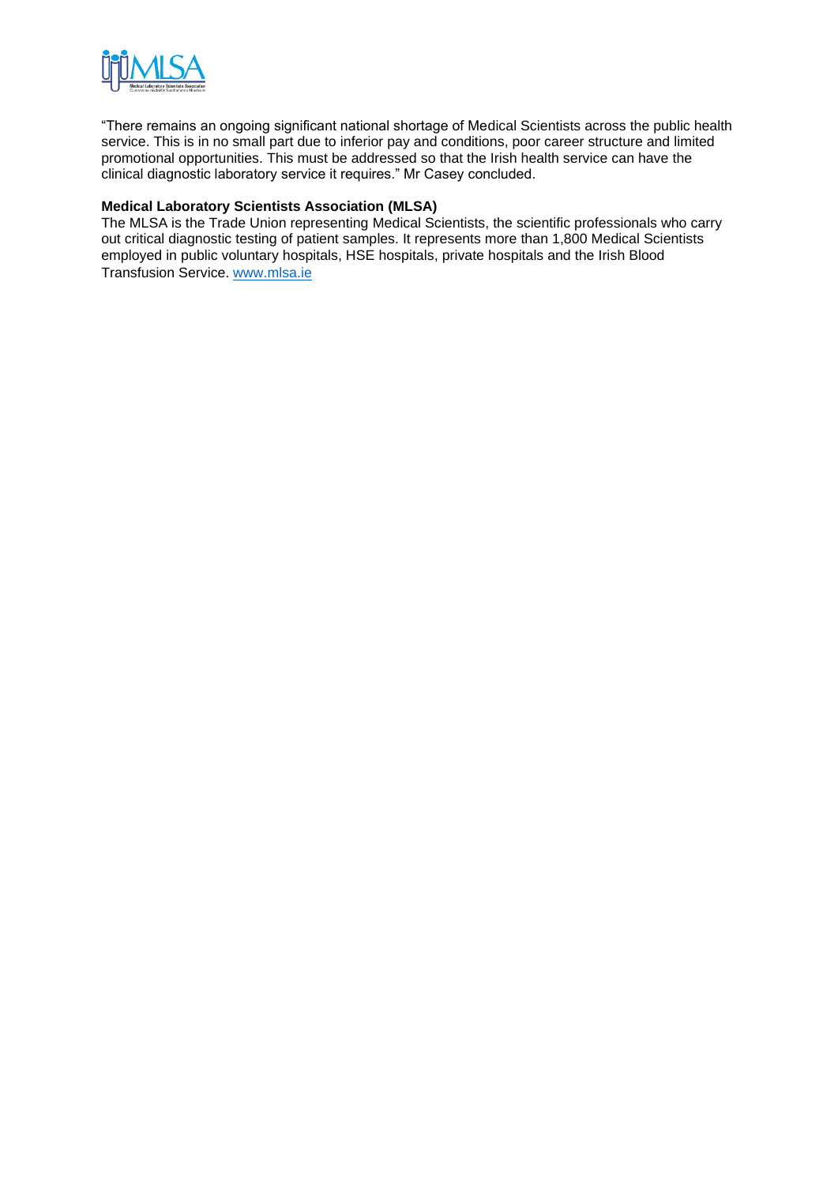"There remains an ongoing significant national shortage of Medical Scientists across the public health service. This is in no small part due to inferior pay and conditions, poor career structure and limited promotional opportunities. This must be addressed so that the Irish health service can have the clinical diagnostic laboratory service it requires." Mr Casey concluded.

**Medical Laboratory Scientists Association (MLSA)**

The MLSA is the Trade Union representing Medical Scientists, the scientific professionals who carry out critical diagnostic testing of patient samples. It represents more than 1,800 Medical Scientists employed in public voluntary hospitals, HSE hospitals, private hospitals and the Irish Blood Transfusion Service. [www.mlsa.ie](http://www.mlsa.ie)